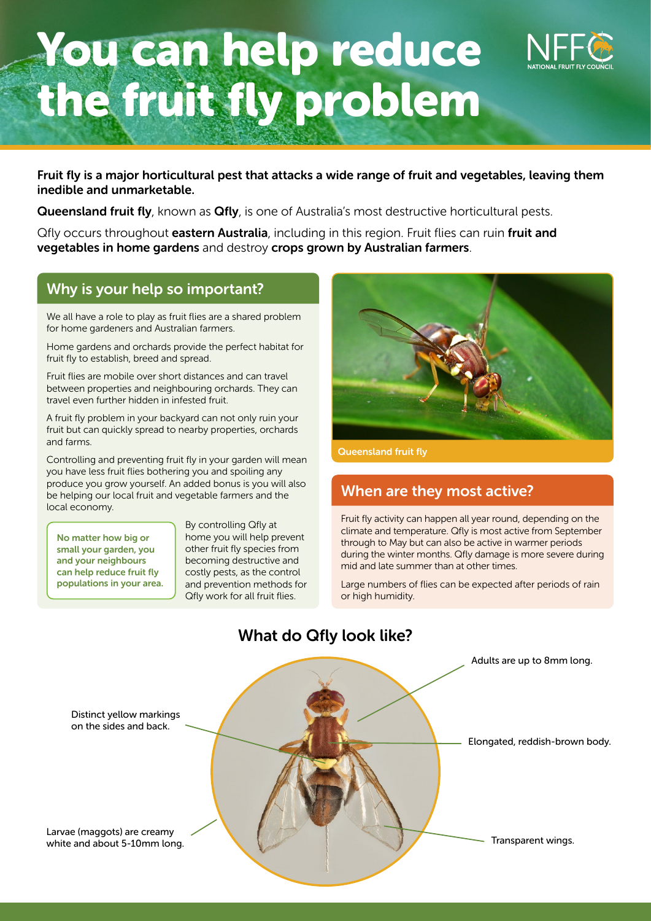# You can help reduce the fruit fly problem

NFFC NATIONAL FRUIT FLY COUNCIL

**Fruit fly is a major horticultural pest that attacks a wide range of fruit and vegetables, leaving them inedible and unmarketable.**

**Queensland fruit fly**, known as **Qfly**, is one of Australia's most destructive horticultural pests.

Qfly occurs throughout **eastern Australia**, including in this region. Fruit flies can ruin **fruit and vegetables in home gardens** and destroy **crops grown by Australian farmers**.

## Why is your help so important?

We all have a role to play as fruit flies are a shared problem for home gardeners and Australian farmers.

Home gardens and orchards provide the perfect habitat for fruit fly to establish, breed and spread.

Fruit flies are mobile over short distances and can travel between properties and neighbouring orchards. They can travel even further hidden in infested fruit.

A fruit fly problem in your backyard can not only ruin your fruit but can quickly spread to nearby properties, orchards and farms.

Controlling and preventing fruit fly in your garden will mean you have less fruit flies bothering you and spoiling any produce you grow yourself. An added bonus is you will also be helping our local fruit and vegetable farmers and the local economy.

**No matter how big or small your garden, you and your neighbours can help reduce fruit fly populations in your area.**

By controlling Qfly at home you will help prevent other fruit fly species from becoming destructive and costly pests, as the control and prevention methods for Qfly work for all fruit flies.

Queensland fruit fly

## When are they most active?

Fruit fly activity can happen all year round, depending on the climate and temperature. Qfly is most active from September through to May but can also be active in warmer periods during the winter months. Qfly damage is more severe during mid and late summer than at other times.

Large numbers of flies can be expected after periods of rain or high humidity.

## What do Qfly look like?

- Adults are up to 8mm long.
- Distinct yellow markings on the sides and back.
- Elongated, reddish-brown body.
- Larvae (maggots) are creamy white and about 5-10mm long.
- Transparent wings.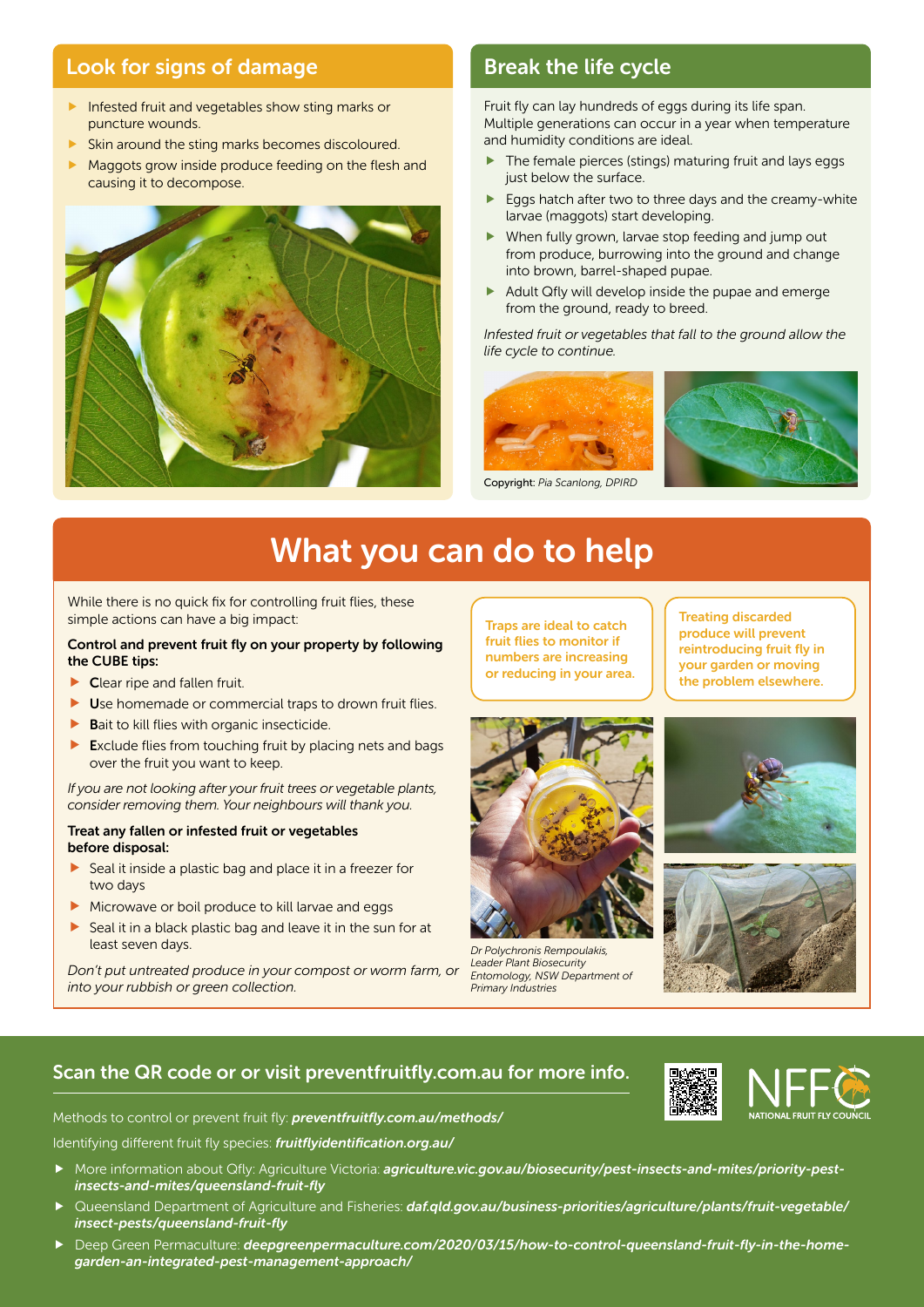## Look for signs of damage

- Infested fruit and vegetables show sting marks or puncture wounds.
- Skin around the sting marks becomes discoloured.
- Maggots grow inside produce feeding on the flesh and causing it to decompose.

## Break the life cycle

Fruit fly can lay hundreds of eggs during its life span. Multiple generations can occur in a year when temperature and humidity conditions are ideal.

- The female pierces (stings) maturing fruit and lays eggs just below the surface.
- Eggs hatch after two to three days and the creamy-white larvae (maggots) start developing.
- When fully grown, larvae stop feeding and jump out from produce, burrowing into the ground and change into brown, barrel-shaped pupae.
- Adult Qfly will develop inside the pupae and emerge from the ground, ready to breed.

*Infested fruit or vegetables that fall to the ground allow the life cycle to continue.*

Copyright: *Pia Scanlong, DPIRD*

# What you can do to help

While there is no quick fix for controlling fruit flies, these simple actions can have a big impact:

**Control and prevent fruit fly on your property by following the CUBE tips:**

- **C**lear ripe and fallen fruit.
- **U**se homemade or commercial traps to drown fruit flies.
- **B**ait to kill flies with organic insecticide.
- **E**xclude flies from touching fruit by placing nets and bags over the fruit you want to keep.

*If you are not looking after your fruit trees or vegetable plants, consider removing them. Your neighbours will thank you.*

**Treat any fallen or infested fruit or vegetables before disposal:**

- Seal it inside a plastic bag and place it in a freezer for two days
- Microwave or boil produce to kill larvae and eggs
- Seal it in a black plastic bag and leave it in the sun for at least seven days.

*Don't put untreated produce in your compost or worm farm, or into your rubbish or green collection.*

**Traps are ideal to catch fruit flies to monitor if numbers are increasing or reducing in your area.**

**Treating discarded produce will prevent reintroducing fruit fly in your garden or moving the problem elsewhere.**

*Dr Polychronis Rempoulakis, Leader Plant Biosecurity Entomology, NSW Department of Primary Industries*

## Scan the QR code or or visit preventfruitfly.com.au for more info.

Methods to control or prevent fruit fly: ***preventfruitfly.com.au/methods/***

Identifying different fruit fly species: ***fruitflyidentification.org.au/***

- More information about Qfly: Agriculture Victoria: ***agriculture.vic.gov.au/biosecurity/pest-insects-and-mites/priority-pest-insects-and-mites/queensland-fruit-fly***
- Queensland Department of Agriculture and Fisheries: ***daf.qld.gov.au/business-priorities/agriculture/plants/fruit-vegetable/insect-pests/queensland-fruit-fly***
- Deep Green Permaculture: ***deepgreenpermaculture.com/2020/03/15/how-to-control-queensland-fruit-fly-in-the-home-garden-an-integrated-pest-management-approach/***

NFFC NATIONAL FRUIT FLY COUNCIL